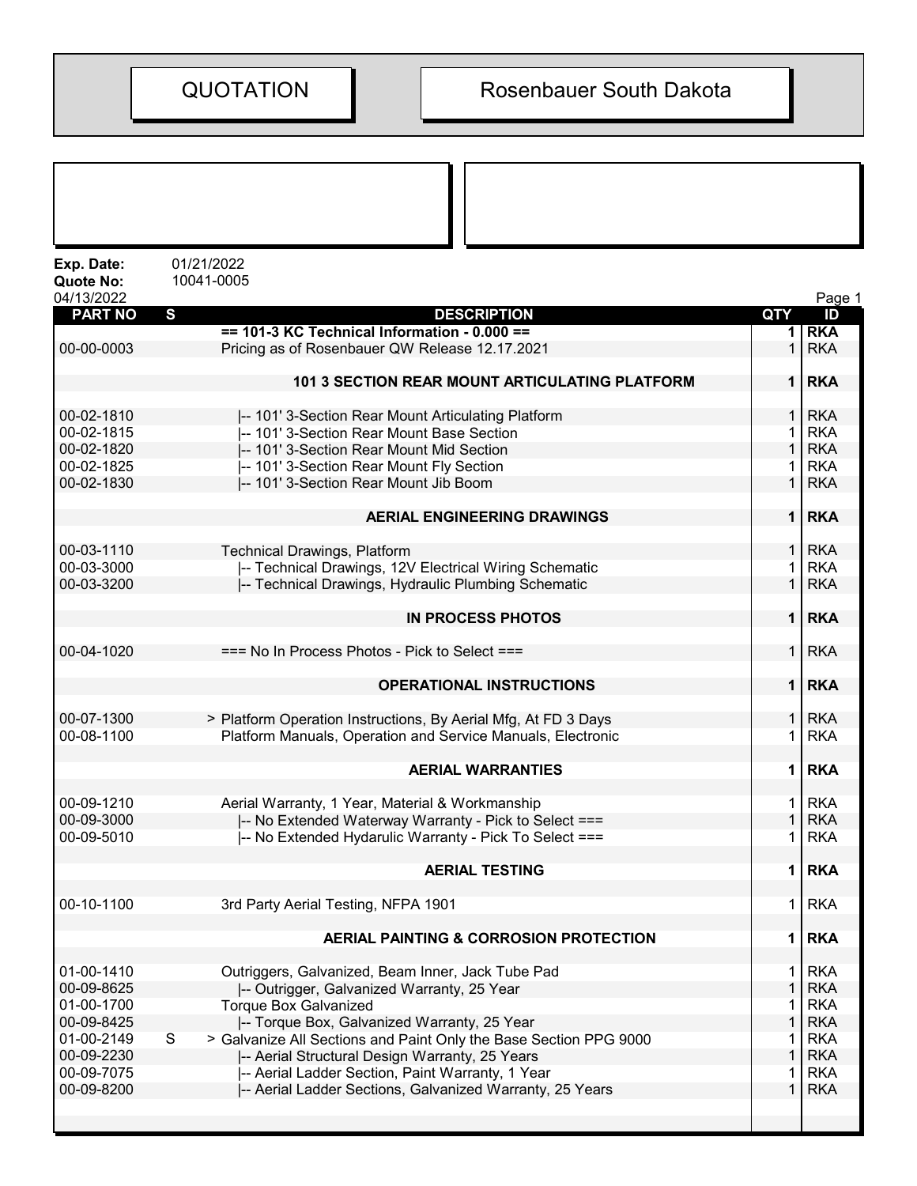| QUOTATION | Rosenbauer South Dakota |
|---|---|

**Exp. Date:** 01/21/2022
**Quote No:** 10041-0005
04/13/2022

| PART NO | S | DESCRIPTION | QTY | ID |
|---|---|---|---|---|
| | | **== 101-3 KC Technical Information - 0.000 ==** | **1** | **RKA** |
| 00-00-0003 | | Pricing as of Rosenbauer QW Release 12.17.2021 | 1 | RKA |
| | | **101 3 SECTION REAR MOUNT ARTICULATING PLATFORM** | **1** | **RKA** |
| 00-02-1810 | | \|-- 101' 3-Section Rear Mount Articulating Platform | 1 | RKA |
| 00-02-1815 | | \|-- 101' 3-Section Rear Mount Base Section | 1 | RKA |
| 00-02-1820 | | \|-- 101' 3-Section Rear Mount Mid Section | 1 | RKA |
| 00-02-1825 | | \|-- 101' 3-Section Rear Mount Fly Section | 1 | RKA |
| 00-02-1830 | | \|-- 101' 3-Section Rear Mount Jib Boom | 1 | RKA |
| | | **AERIAL ENGINEERING DRAWINGS** | **1** | **RKA** |
| 00-03-1110 | | Technical Drawings, Platform | 1 | RKA |
| 00-03-3000 | | \|-- Technical Drawings, 12V Electrical Wiring Schematic | 1 | RKA |
| 00-03-3200 | | \|-- Technical Drawings, Hydraulic Plumbing Schematic | 1 | RKA |
| | | **IN PROCESS PHOTOS** | **1** | **RKA** |
| 00-04-1020 | | === No In Process Photos - Pick to Select === | 1 | RKA |
| | | **OPERATIONAL INSTRUCTIONS** | **1** | **RKA** |
| 00-07-1300 | | > Platform Operation Instructions, By Aerial Mfg, At FD 3 Days | 1 | RKA |
| 00-08-1100 | | Platform Manuals, Operation and Service Manuals, Electronic | 1 | RKA |
| | | **AERIAL WARRANTIES** | **1** | **RKA** |
| 00-09-1210 | | Aerial Warranty, 1 Year, Material & Workmanship | 1 | RKA |
| 00-09-3000 | | \|-- No Extended Waterway Warranty - Pick to Select === | 1 | RKA |
| 00-09-5010 | | \|-- No Extended Hydarulic Warranty - Pick To Select === | 1 | RKA |
| | | **AERIAL TESTING** | **1** | **RKA** |
| 00-10-1100 | | 3rd Party Aerial Testing, NFPA 1901 | 1 | RKA |
| | | **AERIAL PAINTING & CORROSION PROTECTION** | **1** | **RKA** |
| 01-00-1410 | | Outriggers, Galvanized, Beam Inner, Jack Tube Pad | 1 | RKA |
| 00-09-8625 | | \|-- Outrigger, Galvanized Warranty, 25 Year | 1 | RKA |
| 01-00-1700 | | Torque Box Galvanized | 1 | RKA |
| 00-09-8425 | | \|-- Torque Box, Galvanized Warranty, 25 Year | 1 | RKA |
| 01-00-2149 | S | > Galvanize All Sections and Paint Only the Base Section PPG 9000 | 1 | RKA |
| 00-09-2230 | | \|-- Aerial Structural Design Warranty, 25 Years | 1 | RKA |
| 00-09-7075 | | \|-- Aerial Ladder Section, Paint Warranty, 1 Year | 1 | RKA |
| 00-09-8200 | | \|-- Aerial Ladder Sections, Galvanized Warranty, 25 Years | 1 | RKA |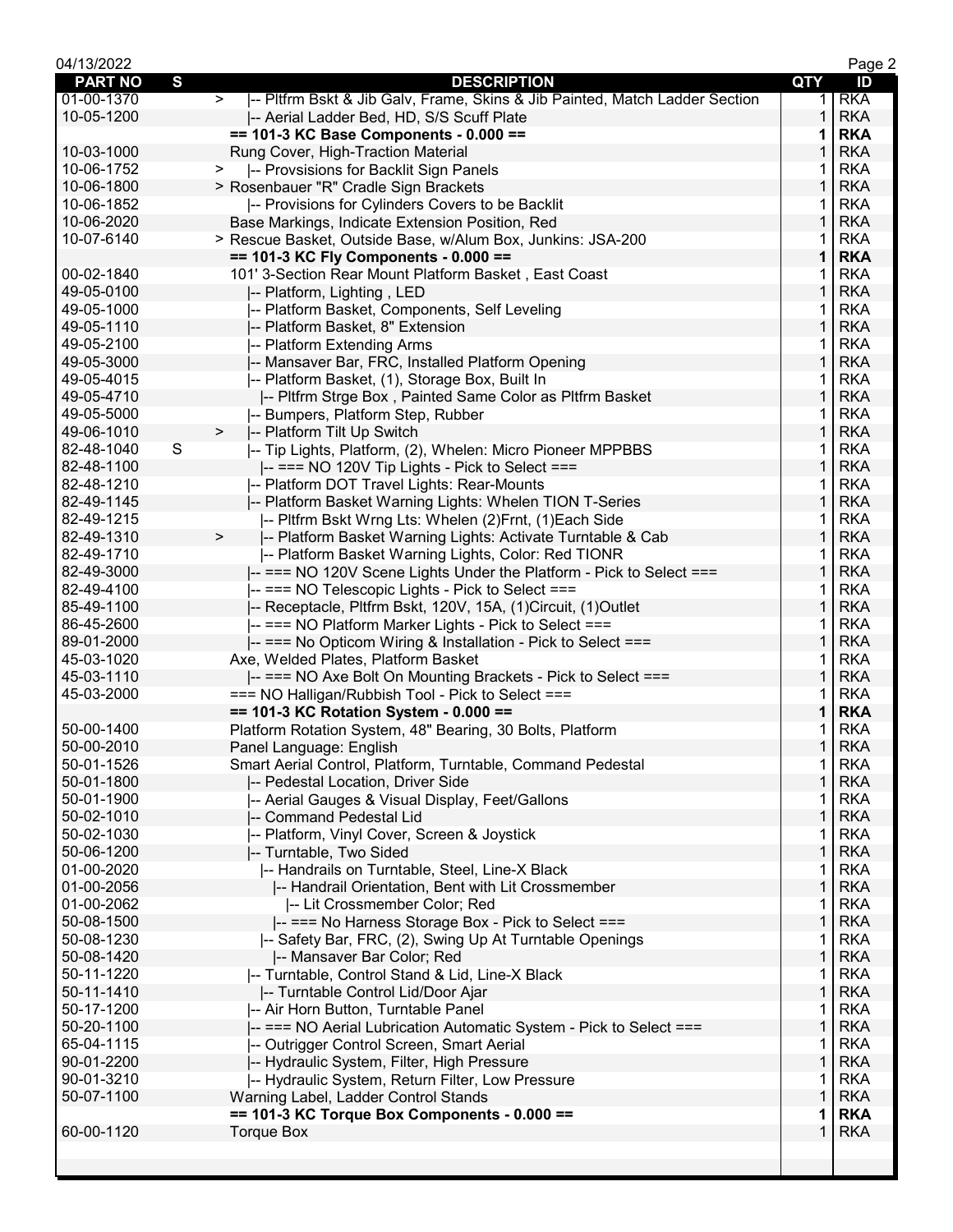| PART NO | S | DESCRIPTION | QTY | ID |
|---|---|---|---|---|
| 01-00-1370 | | > \|-- Pltfrm Bskt & Jib Galv, Frame, Skins & Jib Painted, Match Ladder Section | 1 | RKA |
| 10-05-1200 | | \|-- Aerial Ladder Bed, HD, S/S Scuff Plate | 1 | RKA |
| | | **== 101-3 KC Base Components - 0.000 ==** | **1** | **RKA** |
| 10-03-1000 | | Rung Cover, High-Traction Material | 1 | RKA |
| 10-06-1752 | | > \|-- Provsisions for Backlit Sign Panels | 1 | RKA |
| 10-06-1800 | | > Rosenbauer "R" Cradle Sign Brackets | 1 | RKA |
| 10-06-1852 | | \|-- Provisions for Cylinders Covers to be Backlit | 1 | RKA |
| 10-06-2020 | | Base Markings, Indicate Extension Position, Red | 1 | RKA |
| 10-07-6140 | | > Rescue Basket, Outside Base, w/Alum Box, Junkins: JSA-200 | 1 | RKA |
| | | **== 101-3 KC Fly Components - 0.000 ==** | **1** | **RKA** |
| 00-02-1840 | | 101' 3-Section Rear Mount Platform Basket , East Coast | 1 | RKA |
| 49-05-0100 | | \|-- Platform, Lighting , LED | 1 | RKA |
| 49-05-1000 | | \|-- Platform Basket, Components, Self Leveling | 1 | RKA |
| 49-05-1110 | | \|-- Platform Basket, 8" Extension | 1 | RKA |
| 49-05-2100 | | \|-- Platform Extending Arms | 1 | RKA |
| 49-05-3000 | | \|-- Mansaver Bar, FRC, Installed Platform Opening | 1 | RKA |
| 49-05-4015 | | \|-- Platform Basket, (1), Storage Box, Built In | 1 | RKA |
| 49-05-4710 | | \|-- Pltfrm Strge Box , Painted Same Color as Pltfrm Basket | 1 | RKA |
| 49-05-5000 | | \|-- Bumpers, Platform Step, Rubber | 1 | RKA |
| 49-06-1010 | | > \|-- Platform Tilt Up Switch | 1 | RKA |
| 82-48-1040 | S | \|-- Tip Lights, Platform, (2), Whelen: Micro Pioneer MPPBBS | 1 | RKA |
| 82-48-1100 | | \|-- === NO 120V Tip Lights - Pick to Select === | 1 | RKA |
| 82-48-1210 | | \|-- Platform DOT Travel Lights: Rear-Mounts | 1 | RKA |
| 82-49-1145 | | \|-- Platform Basket Warning Lights: Whelen TION T-Series | 1 | RKA |
| 82-49-1215 | | \|-- Pltfrm Bskt Wrng Lts: Whelen (2)Frnt, (1)Each Side | 1 | RKA |
| 82-49-1310 | | > \|-- Platform Basket Warning Lights: Activate Turntable & Cab | 1 | RKA |
| 82-49-1710 | | \|-- Platform Basket Warning Lights, Color: Red TIONR | 1 | RKA |
| 82-49-3000 | | \|-- === NO 120V Scene Lights Under the Platform - Pick to Select === | 1 | RKA |
| 82-49-4100 | | \|-- === NO Telescopic Lights - Pick to Select === | 1 | RKA |
| 85-49-1100 | | \|-- Receptacle, Pltfrm Bskt, 120V, 15A, (1)Circuit, (1)Outlet | 1 | RKA |
| 86-45-2600 | | \|-- === NO Platform Marker Lights - Pick to Select === | 1 | RKA |
| 89-01-2000 | | \|-- === No Opticom Wiring & Installation - Pick to Select === | 1 | RKA |
| 45-03-1020 | | Axe, Welded Plates, Platform Basket | 1 | RKA |
| 45-03-1110 | | \|-- === NO Axe Bolt On Mounting Brackets - Pick to Select === | 1 | RKA |
| 45-03-2000 | | === NO Halligan/Rubbish Tool - Pick to Select === | 1 | RKA |
| | | **== 101-3 KC Rotation System - 0.000 ==** | **1** | **RKA** |
| 50-00-1400 | | Platform Rotation System, 48" Bearing, 30 Bolts, Platform | 1 | RKA |
| 50-00-2010 | | Panel Language: English | 1 | RKA |
| 50-01-1526 | | Smart Aerial Control, Platform, Turntable, Command Pedestal | 1 | RKA |
| 50-01-1800 | | \|-- Pedestal Location, Driver Side | 1 | RKA |
| 50-01-1900 | | \|-- Aerial Gauges & Visual Display, Feet/Gallons | 1 | RKA |
| 50-02-1010 | | \|-- Command Pedestal Lid | 1 | RKA |
| 50-02-1030 | | \|-- Platform, Vinyl Cover, Screen & Joystick | 1 | RKA |
| 50-06-1200 | | \|-- Turntable, Two Sided | 1 | RKA |
| 01-00-2020 | | \|-- Handrails on Turntable, Steel, Line-X Black | 1 | RKA |
| 01-00-2056 | | \|-- Handrail Orientation, Bent with Lit Crossmember | 1 | RKA |
| 01-00-2062 | | \|-- Lit Crossmember Color; Red | 1 | RKA |
| 50-08-1500 | | \|-- === No Harness Storage Box - Pick to Select === | 1 | RKA |
| 50-08-1230 | | \|-- Safety Bar, FRC, (2), Swing Up At Turntable Openings | 1 | RKA |
| 50-08-1420 | | \|-- Mansaver Bar Color; Red | 1 | RKA |
| 50-11-1220 | | \|-- Turntable, Control Stand & Lid, Line-X Black | 1 | RKA |
| 50-11-1410 | | \|-- Turntable Control Lid/Door Ajar | 1 | RKA |
| 50-17-1200 | | \|-- Air Horn Button, Turntable Panel | 1 | RKA |
| 50-20-1100 | | \|-- === NO Aerial Lubrication Automatic System - Pick to Select === | 1 | RKA |
| 65-04-1115 | | \|-- Outrigger Control Screen, Smart Aerial | 1 | RKA |
| 90-01-2200 | | \|-- Hydraulic System, Filter, High Pressure | 1 | RKA |
| 90-01-3210 | | \|-- Hydraulic System, Return Filter, Low Pressure | 1 | RKA |
| 50-07-1100 | | Warning Label, Ladder Control Stands | 1 | RKA |
| | | **== 101-3 KC Torque Box Components - 0.000 ==** | **1** | **RKA** |
| 60-00-1120 | | Torque Box | 1 | RKA |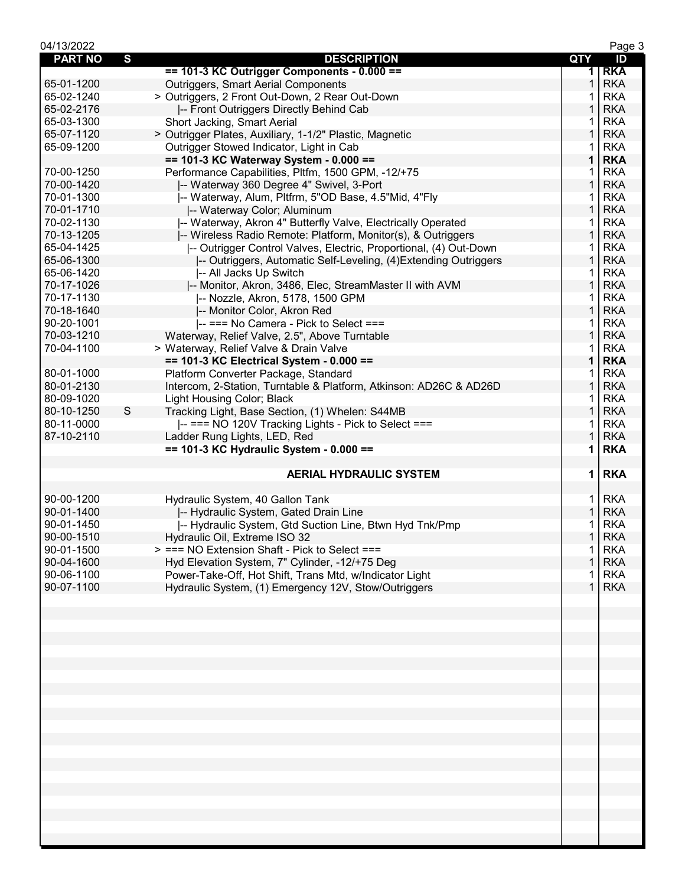| PART NO | S | DESCRIPTION | QTY | ID |
|---|---|---|---|---|
| | | **== 101-3 KC Outrigger Components - 0.000 ==** | **1** | **RKA** |
| 65-01-1200 | | Outriggers, Smart Aerial Components | 1 | RKA |
| 65-02-1240 | | > Outriggers, 2 Front Out-Down, 2 Rear Out-Down | 1 | RKA |
| 65-02-2176 | | \|-- Front Outriggers Directly Behind Cab | 1 | RKA |
| 65-03-1300 | | Short Jacking, Smart Aerial | 1 | RKA |
| 65-07-1120 | | > Outrigger Plates, Auxiliary, 1-1/2" Plastic, Magnetic | 1 | RKA |
| 65-09-1200 | | Outrigger Stowed Indicator, Light in Cab | 1 | RKA |
| | | **== 101-3 KC Waterway System - 0.000 ==** | **1** | **RKA** |
| 70-00-1250 | | Performance Capabilities, Pltfm, 1500 GPM, -12/+75 | 1 | RKA |
| 70-00-1420 | | \|-- Waterway 360 Degree 4" Swivel, 3-Port | 1 | RKA |
| 70-01-1300 | | \|-- Waterway, Alum, Pltfrm, 5"OD Base, 4.5"Mid, 4"Fly | 1 | RKA |
| 70-01-1710 | | \|-- Waterway Color; Aluminum | 1 | RKA |
| 70-02-1130 | | \|-- Waterway, Akron 4" Butterfly Valve, Electrically Operated | 1 | RKA |
| 70-13-1205 | | \|-- Wireless Radio Remote: Platform, Monitor(s), & Outriggers | 1 | RKA |
| 65-04-1425 | | \|-- Outrigger Control Valves, Electric, Proportional, (4) Out-Down | 1 | RKA |
| 65-06-1300 | | \|-- Outriggers, Automatic Self-Leveling, (4)Extending Outriggers | 1 | RKA |
| 65-06-1420 | | \|-- All Jacks Up Switch | 1 | RKA |
| 70-17-1026 | | \|-- Monitor, Akron, 3486, Elec, StreamMaster II with AVM | 1 | RKA |
| 70-17-1130 | | \|-- Nozzle, Akron, 5178, 1500 GPM | 1 | RKA |
| 70-18-1640 | | \|-- Monitor Color, Akron Red | 1 | RKA |
| 90-20-1001 | | \|-- === No Camera - Pick to Select === | 1 | RKA |
| 70-03-1210 | | Waterway, Relief Valve, 2.5", Above Turntable | 1 | RKA |
| 70-04-1100 | | > Waterway, Relief Valve & Drain Valve | 1 | RKA |
| | | **== 101-3 KC Electrical System - 0.000 ==** | **1** | **RKA** |
| 80-01-1000 | | Platform Converter Package, Standard | 1 | RKA |
| 80-01-2130 | | Intercom, 2-Station, Turntable & Platform, Atkinson: AD26C & AD26D | 1 | RKA |
| 80-09-1020 | | Light Housing Color; Black | 1 | RKA |
| 80-10-1250 | S | Tracking Light, Base Section, (1) Whelen: S44MB | 1 | RKA |
| 80-11-0000 | | \|-- === NO 120V Tracking Lights - Pick to Select === | 1 | RKA |
| 87-10-2110 | | Ladder Rung Lights, LED, Red | 1 | RKA |
| | | **== 101-3 KC Hydraulic System - 0.000 ==** | **1** | **RKA** |
| | | **AERIAL HYDRAULIC SYSTEM** | **1** | **RKA** |
| 90-00-1200 | | Hydraulic System, 40 Gallon Tank | 1 | RKA |
| 90-01-1400 | | \|-- Hydraulic System, Gated Drain Line | 1 | RKA |
| 90-01-1450 | | \|-- Hydraulic System, Gtd Suction Line, Btwn Hyd Tnk/Pmp | 1 | RKA |
| 90-00-1510 | | Hydraulic Oil, Extreme ISO 32 | 1 | RKA |
| 90-01-1500 | | > === NO Extension Shaft - Pick to Select === | 1 | RKA |
| 90-04-1600 | | Hyd Elevation System, 7" Cylinder, -12/+75 Deg | 1 | RKA |
| 90-06-1100 | | Power-Take-Off, Hot Shift, Trans Mtd, w/Indicator Light | 1 | RKA |
| 90-07-1100 | | Hydraulic System, (1) Emergency 12V, Stow/Outriggers | 1 | RKA |